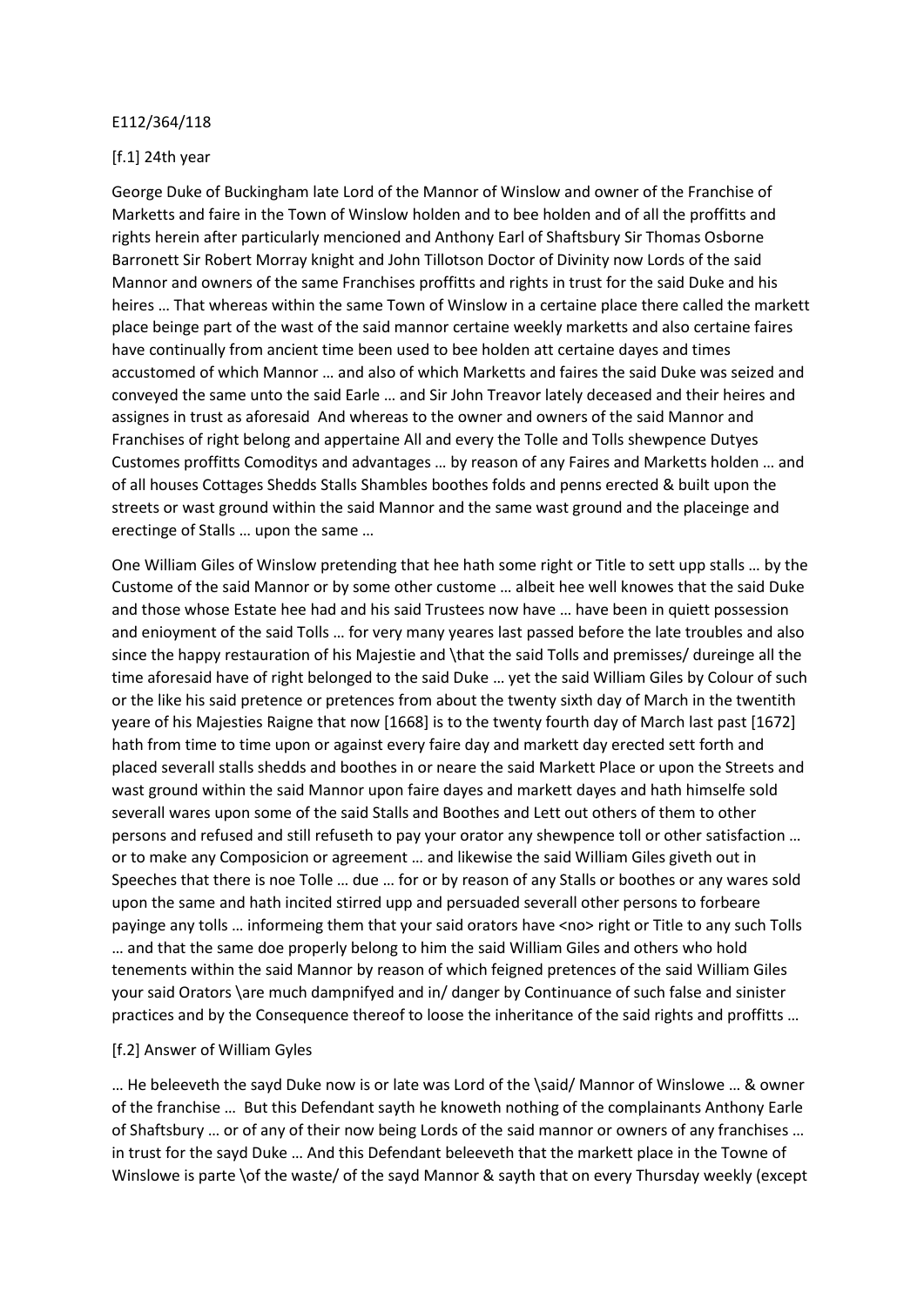E112/364/118

[f.1] 24th year

George Duke of Buckingham late Lord of the Mannor of Winslow and owner of the Franchise of Marketts and faire in the Town of Winslow holden and to bee holden and of all the proffitts and rights herein after particularly mencioned and Anthony Earl of Shaftsbury Sir Thomas Osborne Barronett Sir Robert Morray knight and John Tillotson Doctor of Divinity now Lords of the said Mannor and owners of the same Franchises proffitts and rights in trust for the said Duke and his heires … That whereas within the same Town of Winslow in a certaine place there called the markett place beinge part of the wast of the said mannor certaine weekly marketts and also certaine faires have continually from ancient time been used to bee holden att certaine dayes and times accustomed of which Mannor … and also of which Marketts and faires the said Duke was seized and conveyed the same unto the said Earle … and Sir John Treavor lately deceased and their heires and assignes in trust as aforesaid And whereas to the owner and owners of the said Mannor and Franchises of right belong and appertaine All and every the Tolle and Tolls shewpence Dutyes Customes proffitts Comoditys and advantages … by reason of any Faires and Marketts holden … and of all houses Cottages Shedds Stalls Shambles boothes folds and penns erected & built upon the streets or wast ground within the said Mannor and the same wast ground and the placeinge and erectinge of Stalls … upon the same …

One William Giles of Winslow pretending that hee hath some right or Title to sett upp stalls … by the Custome of the said Mannor or by some other custome … albeit hee well knowes that the said Duke and those whose Estate hee had and his said Trustees now have … have been in quiett possession and enioyment of the said Tolls … for very many yeares last passed before the late troubles and also since the happy restauration of his Majestie and \that the said Tolls and premisses/ dureinge all the time aforesaid have of right belonged to the said Duke … yet the said William Giles by Colour of such or the like his said pretence or pretences from about the twenty sixth day of March in the twentith yeare of his Majesties Raigne that now [1668] is to the twenty fourth day of March last past [1672] hath from time to time upon or against every faire day and markett day erected sett forth and placed severall stalls shedds and boothes in or neare the said Markett Place or upon the Streets and wast ground within the said Mannor upon faire dayes and markett dayes and hath himselfe sold severall wares upon some of the said Stalls and Boothes and Lett out others of them to other persons and refused and still refuseth to pay your orator any shewpence toll or other satisfaction … or to make any Composicion or agreement … and likewise the said William Giles giveth out in Speeches that there is noe Tolle … due … for or by reason of any Stalls or boothes or any wares sold upon the same and hath incited stirred upp and persuaded severall other persons to forbeare payinge any tolls … informeing them that your said orators have <no> right or Title to any such Tolls … and that the same doe properly belong to him the said William Giles and others who hold tenements within the said Mannor by reason of which feigned pretences of the said William Giles your said Orators \are much dampnifyed and in/ danger by Continuance of such false and sinister practices and by the Consequence thereof to loose the inheritance of the said rights and proffitts …

[f.2] Answer of William Gyles

… He beleeveth the sayd Duke now is or late was Lord of the \said/ Mannor of Winslowe … & owner of the franchise … But this Defendant sayth he knoweth nothing of the complainants Anthony Earle of Shaftsbury … or of any of their now being Lords of the said mannor or owners of any franchises … in trust for the sayd Duke … And this Defendant beleeveth that the markett place in the Towne of Winslowe is parte \of the waste/ of the sayd Mannor & sayth that on every Thursday weekly (except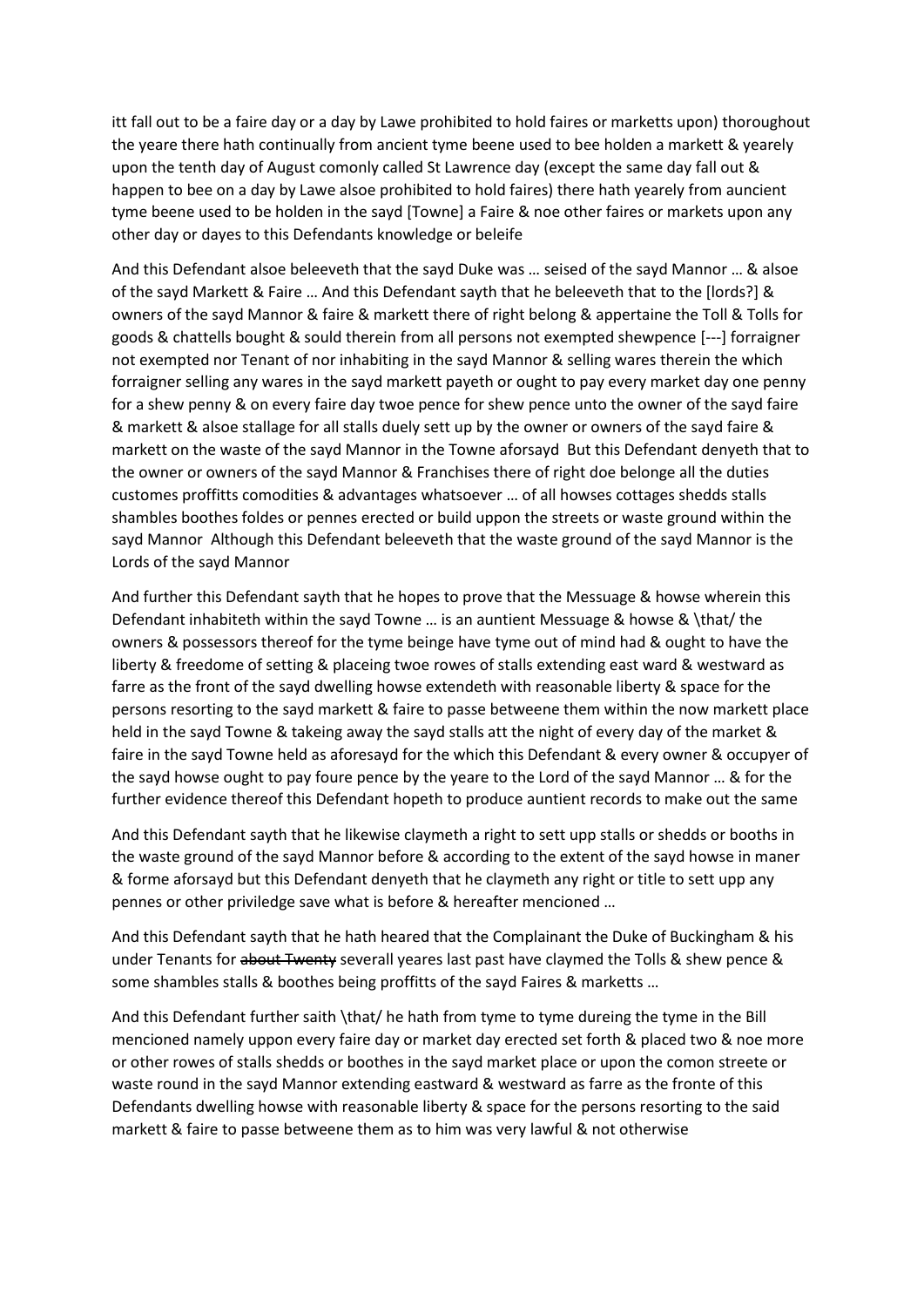itt fall out to be a faire day or a day by Lawe prohibited to hold faires or marketts upon) thoroughout the yeare there hath continually from ancient tyme beene used to bee holden a markett & yearely upon the tenth day of August comonly called St Lawrence day (except the same day fall out & happen to bee on a day by Lawe alsoe prohibited to hold faires) there hath yearely from auncient tyme beene used to be holden in the sayd [Towne] a Faire & noe other faires or markets upon any other day or dayes to this Defendants knowledge or beleife

And this Defendant alsoe beleeveth that the sayd Duke was … seised of the sayd Mannor … & alsoe of the sayd Markett & Faire … And this Defendant sayth that he beleeveth that to the [lords?] & owners of the sayd Mannor & faire & markett there of right belong & appertaine the Toll & Tolls for goods & chattells bought & sould therein from all persons not exempted shewpence [---] forraigner not exempted nor Tenant of nor inhabiting in the sayd Mannor & selling wares therein the which forraigner selling any wares in the sayd markett payeth or ought to pay every market day one penny for a shew penny & on every faire day twoe pence for shew pence unto the owner of the sayd faire & markett & alsoe stallage for all stalls duely sett up by the owner or owners of the sayd faire & markett on the waste of the sayd Mannor in the Towne aforsayd But this Defendant denyeth that to the owner or owners of the sayd Mannor & Franchises there of right doe belonge all the duties customes proffitts comodities & advantages whatsoever … of all howses cottages shedds stalls shambles boothes foldes or pennes erected or build uppon the streets or waste ground within the sayd Mannor Although this Defendant beleeveth that the waste ground of the sayd Mannor is the Lords of the sayd Mannor

And further this Defendant sayth that he hopes to prove that the Messuage & howse wherein this Defendant inhabiteth within the sayd Towne … is an auntient Messuage & howse & \that/ the owners & possessors thereof for the tyme beinge have tyme out of mind had & ought to have the liberty & freedome of setting & placeing twoe rowes of stalls extending east ward & westward as farre as the front of the sayd dwelling howse extendeth with reasonable liberty & space for the persons resorting to the sayd markett & faire to passe betweene them within the now markett place held in the sayd Towne & takeing away the sayd stalls att the night of every day of the market & faire in the sayd Towne held as aforesayd for the which this Defendant & every owner & occupyer of the sayd howse ought to pay foure pence by the yeare to the Lord of the sayd Mannor … & for the further evidence thereof this Defendant hopeth to produce auntient records to make out the same

And this Defendant sayth that he likewise claymeth a right to sett upp stalls or shedds or booths in the waste ground of the sayd Mannor before & according to the extent of the sayd howse in maner & forme aforsayd but this Defendant denyeth that he claymeth any right or title to sett upp any pennes or other priviledge save what is before & hereafter mencioned …

And this Defendant sayth that he hath heared that the Complainant the Duke of Buckingham & his under Tenants for ~~about Twenty~~ severall yeares last past have claymed the Tolls & shew pence & some shambles stalls & boothes being proffitts of the sayd Faires & marketts …

And this Defendant further saith \that/ he hath from tyme to tyme dureing the tyme in the Bill mencioned namely uppon every faire day or market day erected set forth & placed two & noe more or other rowes of stalls shedds or boothes in the sayd market place or upon the comon streete or waste round in the sayd Mannor extending eastward & westward as farre as the fronte of this Defendants dwelling howse with reasonable liberty & space for the persons resorting to the said markett & faire to passe betweene them as to him was very lawful & not otherwise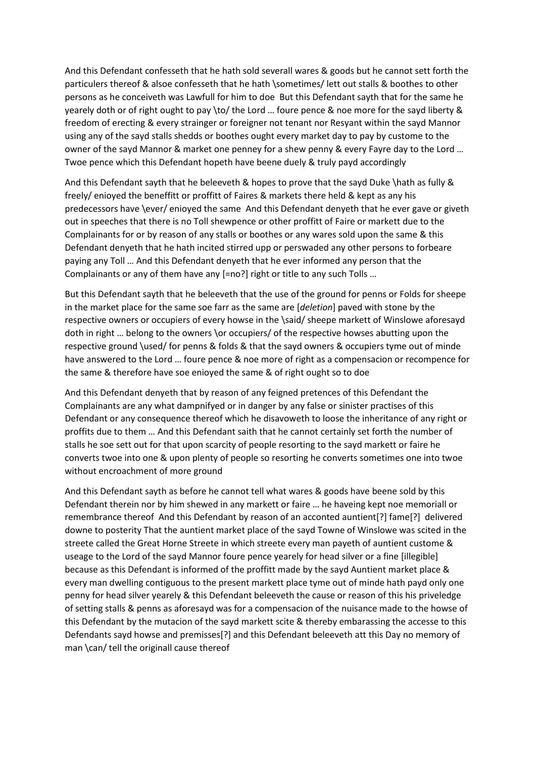And this Defendant confesseth that he hath sold severall wares & goods but he cannot sett forth the particulers thereof & alsoe confesseth that he hath \sometimes/ lett out stalls & boothes to other persons as he conceiveth was Lawfull for him to doe But this Defendant sayth that for the same he yearely doth or of right ought to pay \to/ the Lord … foure pence & noe more for the sayd liberty & freedom of erecting & every strainger or foreigner not tenant nor Resyant within the sayd Mannor using any of the sayd stalls shedds or boothes ought every market day to pay by custome to the owner of the sayd Mannor & market one penney for a shew penny & every Fayre day to the Lord … Twoe pence which this Defendant hopeth have beene duely & truly payd accordingly

And this Defendant sayth that he beleeveth & hopes to prove that the sayd Duke \hath as fully & freely/ enioyed the beneffitt or proffitt of Faires & markets there held & kept as any his predecessors have \ever/ enioyed the same And this Defendant denyeth that he ever gave or giveth out in speeches that there is no Toll shewpence or other proffitt of Faire or markett due to the Complainants for or by reason of any stalls or boothes or any wares sold upon the same & this Defendant denyeth that he hath incited stirred upp or perswaded any other persons to forbeare paying any Toll … And this Defendant denyeth that he ever informed any person that the Complainants or any of them have any [=no?] right or title to any such Tolls …

But this Defendant sayth that he beleeveth that the use of the ground for penns or Folds for sheepe in the market place for the same soe farr as the same are [*deletion*] paved with stone by the respective owners or occupiers of every howse in the \said/ sheepe markett of Winslowe aforesayd doth in right … belong to the owners \or occupiers/ of the respective howses abutting upon the respective ground \used/ for penns & folds & that the sayd owners & occupiers tyme out of minde have answered to the Lord … foure pence & noe more of right as a compensacion or recompence for the same & therefore have soe enioyed the same & of right ought so to doe

And this Defendant denyeth that by reason of any feigned pretences of this Defendant the Complainants are any what dampnifyed or in danger by any false or sinister practises of this Defendant or any consequence thereof which he disavoweth to loose the inheritance of any right or proffits due to them … And this Defendant saith that he cannot certainly set forth the number of stalls he soe sett out for that upon scarcity of people resorting to the sayd markett or faire he converts twoe into one & upon plenty of people so resorting he converts sometimes one into twoe without encroachment of more ground

And this Defendant sayth as before he cannot tell what wares & goods have beene sold by this Defendant therein nor by him shewed in any markett or faire … he haveing kept noe memoriall or remembrance thereof And this Defendant by reason of an acconted auntient[?] fame[?] delivered downe to posterity That the auntient market place of the sayd Towne of Winslowe was scited in the streete called the Great Horne Streete in which streete every man payeth of auntient custome & useage to the Lord of the sayd Mannor foure pence yearely for head silver or a fine [illegible] because as this Defendant is informed of the proffitt made by the sayd Auntient market place & every man dwelling contiguous to the present markett place tyme out of minde hath payd only one penny for head silver yearely & this Defendant beleeveth the cause or reason of this his priveledge of setting stalls & penns as aforesayd was for a compensacion of the nuisance made to the howse of this Defendant by the mutacion of the sayd markett scite & thereby embarassing the accesse to this Defendants sayd howse and premisses[?] and this Defendant beleeveth att this Day no memory of man \can/ tell the originall cause thereof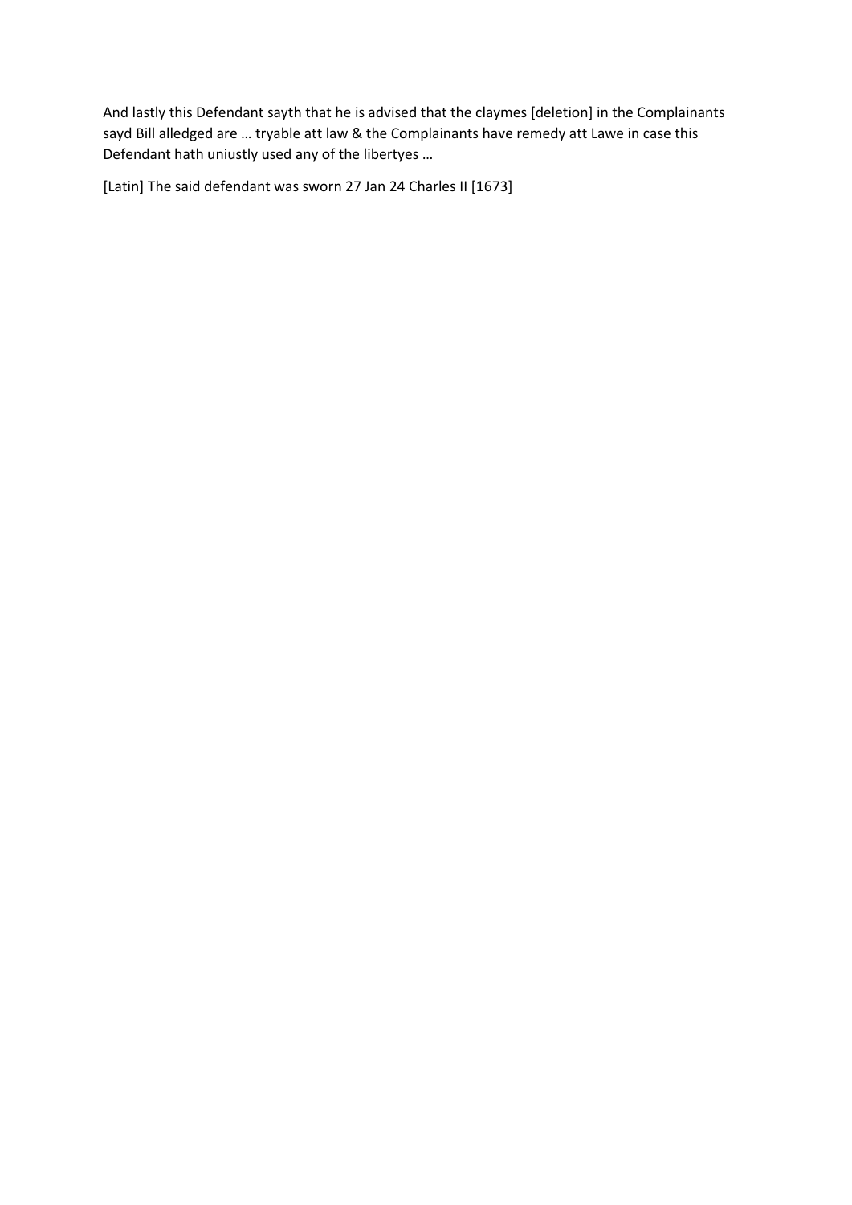And lastly this Defendant sayth that he is advised that the claymes [deletion] in the Complainants sayd Bill alledged are … tryable att law & the Complainants have remedy att Lawe in case this Defendant hath uniustly used any of the libertyes …

[Latin] The said defendant was sworn 27 Jan 24 Charles II [1673]